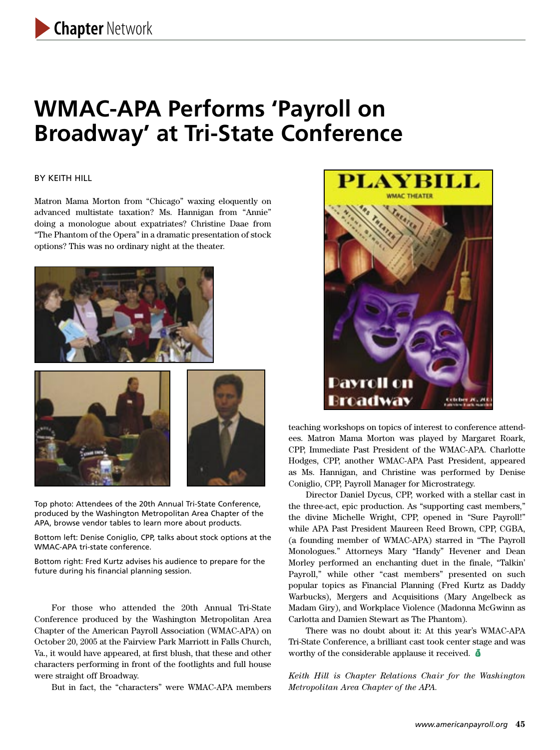# WMAC-APA Performs 'Payroll on Broadway' at Tri-State Conference

BY KEITH HILL

Matron Mama Morton from "Chicago" waxing eloquently on advanced multistate taxation? Ms. Hannigan from "Annie" doing a monologue about expatriates? Christine Daae from "The Phantom of the Opera" in a dramatic presentation of stock options? This was no ordinary night at the theater.

Top photo: Attendees of the 20th Annual Tri-State Conference, produced by the Washington Metropolitan Area Chapter of the APA, browse vendor tables to learn more about products.

Bottom left: Denise Coniglio, CPP, talks about stock options at the WMAC-APA tri-state conference.

Bottom right: Fred Kurtz advises his audience to prepare for the future during his financial planning session.

For those who attended the 20th Annual Tri-State Conference produced by the Washington Metropolitan Area Chapter of the American Payroll Association (WMAC-APA) on October 20, 2005 at the Fairview Park Marriott in Falls Church, Va., it would have appeared, at first blush, that these and other characters performing in front of the footlights and full house were straight off Broadway.

But in fact, the "characters" were WMAC-APA members teaching workshops on topics of interest to conference attendees. Matron Mama Morton was played by Margaret Roark, CPP, Immediate Past President of the WMAC-APA. Charlotte Hodges, CPP, another WMAC-APA Past President, appeared as Ms. Hannigan, and Christine was performed by Denise Coniglio, CPP, Payroll Manager for Microstrategy.

Director Daniel Dycus, CPP, worked with a stellar cast in the three-act, epic production. As "supporting cast members," the divine Michelle Wright, CPP, opened in "Sure Payroll!" while APA Past President Maureen Reed Brown, CPP, CGBA, (a founding member of WMAC-APA) starred in "The Payroll Monologues." Attorneys Mary "Handy" Hevener and Dean Morley performed an enchanting duet in the finale, "Talkin' Payroll," while other "cast members" presented on such popular topics as Financial Planning (Fred Kurtz as Daddy Warbucks), Mergers and Acquisitions (Mary Angelbeck as Madam Giry), and Workplace Violence (Madonna McGwinn as Carlotta and Damien Stewart as The Phantom).

There was no doubt about it: At this year's WMAC-APA Tri-State Conference, a brilliant cast took center stage and was worthy of the considerable applause it received.

*Keith Hill is Chapter Relations Chair for the Washington Metropolitan Area Chapter of the APA.*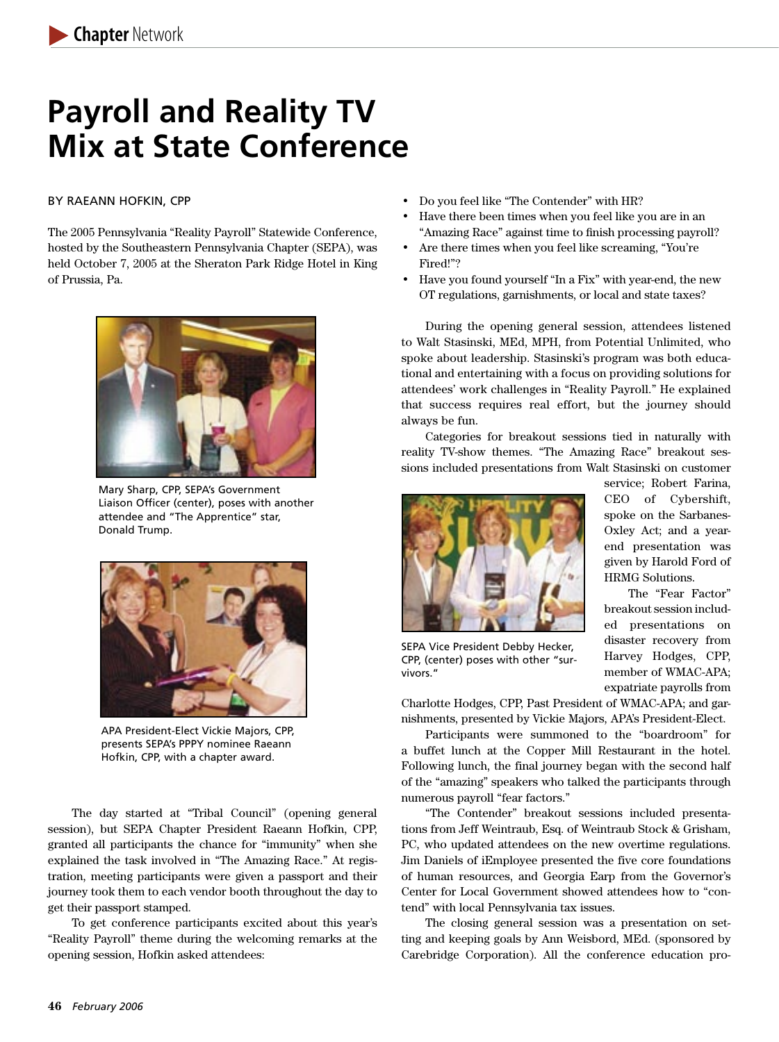# Payroll and Reality TV Mix at State Conference

BY RAEANN HOFKIN, CPP

The 2005 Pennsylvania "Reality Payroll" Statewide Conference, hosted by the Southeastern Pennsylvania Chapter (SEPA), was held October 7, 2005 at the Sheraton Park Ridge Hotel in King of Prussia, Pa.

Mary Sharp, CPP, SEPA's Government Liaison Officer (center), poses with another attendee and "The Apprentice" star, Donald Trump.

APA President-Elect Vickie Majors, CPP, presents SEPA's PPPY nominee Raeann Hofkin, CPP, with a chapter award.

The day started at "Tribal Council" (opening general session), but SEPA Chapter President Raeann Hofkin, CPP, granted all participants the chance for "immunity" when she explained the task involved in "The Amazing Race." At registration, meeting participants were given a passport and their journey took them to each vendor booth throughout the day to get their passport stamped.

To get conference participants excited about this year's "Reality Payroll" theme during the welcoming remarks at the opening session, Hofkin asked attendees:

- Do you feel like "The Contender" with HR?
- Have there been times when you feel like you are in an "Amazing Race" against time to finish processing payroll?
- Are there times when you feel like screaming, "You're Fired!"?
- Have you found yourself "In a Fix" with year-end, the new OT regulations, garnishments, or local and state taxes?

During the opening general session, attendees listened to Walt Stasinski, MEd, MPH, from Potential Unlimited, who spoke about leadership. Stasinski's program was both educational and entertaining with a focus on providing solutions for attendees' work challenges in "Reality Payroll." He explained that success requires real effort, but the journey should always be fun.

Categories for breakout sessions tied in naturally with reality TV-show themes. "The Amazing Race" breakout sessions included presentations from Walt Stasinski on customer service; Robert Farina, CEO of Cybershift, spoke on the Sarbanes-Oxley Act; and a year-end presentation was given by Harold Ford of HRMG Solutions.

SEPA Vice President Debby Hecker, CPP, (center) poses with other "survivors."

The "Fear Factor" breakout session included presentations on disaster recovery from Harvey Hodges, CPP, member of WMAC-APA; expatriate payrolls from Charlotte Hodges, CPP, Past President of WMAC-APA; and garnishments, presented by Vickie Majors, APA's President-Elect.

Participants were summoned to the "boardroom" for a buffet lunch at the Copper Mill Restaurant in the hotel. Following lunch, the final journey began with the second half of the "amazing" speakers who talked the participants through numerous payroll "fear factors."

"The Contender" breakout sessions included presentations from Jeff Weintraub, Esq. of Weintraub Stock & Grisham, PC, who updated attendees on the new overtime regulations. Jim Daniels of iEmployee presented the five core foundations of human resources, and Georgia Earp from the Governor's Center for Local Government showed attendees how to "contend" with local Pennsylvania tax issues.

The closing general session was a presentation on setting and keeping goals by Ann Weisbord, MEd. (sponsored by Carebridge Corporation). All the conference education pro-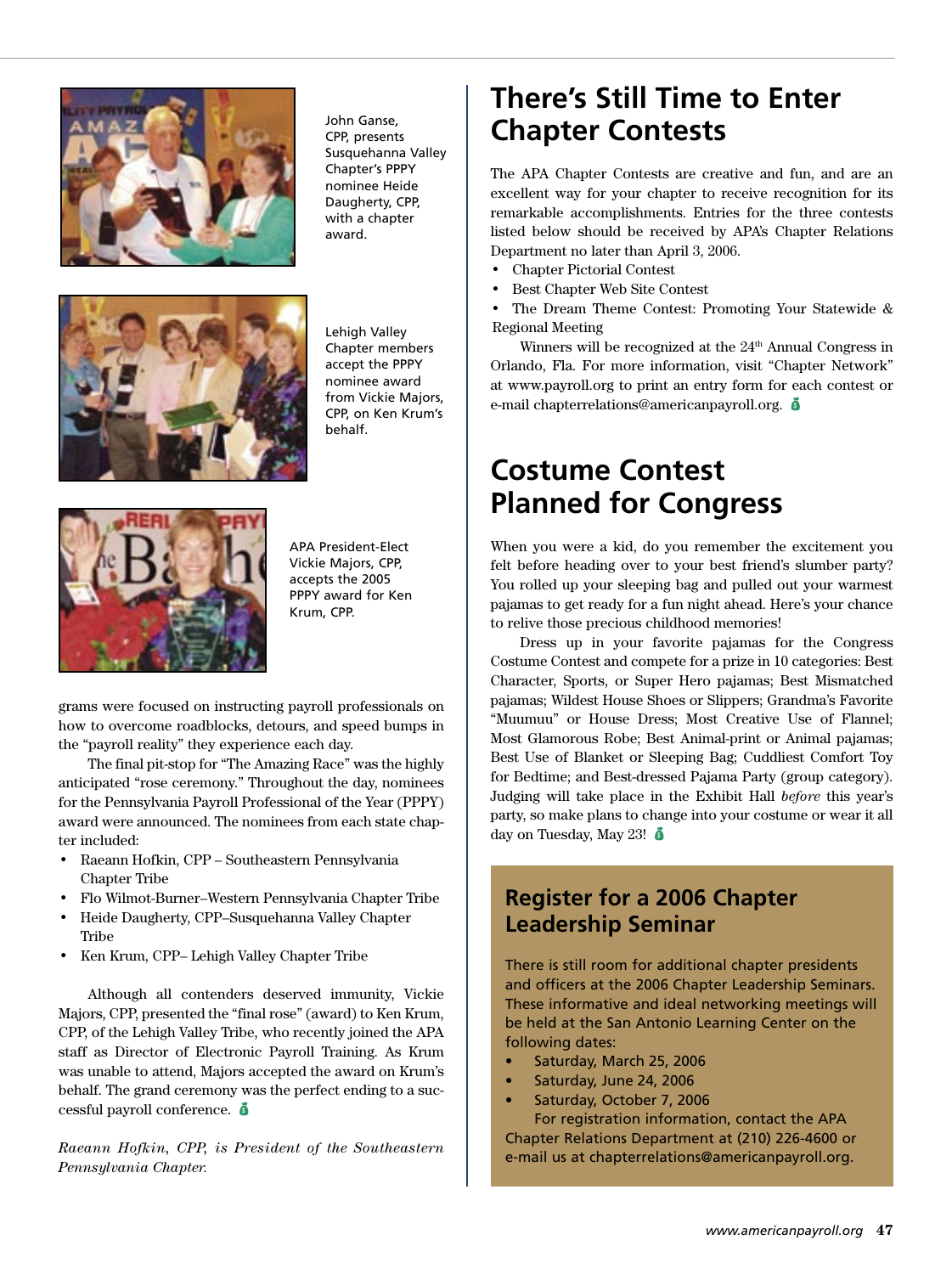John Ganse, CPP, presents Susquehanna Valley Chapter's PPPY nominee Heide Daugherty, CPP, with a chapter award.

Lehigh Valley Chapter members accept the PPPY nominee award from Vickie Majors, CPP, on Ken Krum's behalf.

APA President-Elect Vickie Majors, CPP, accepts the 2005 PPPY award for Ken Krum, CPP.

grams were focused on instructing payroll professionals on how to overcome roadblocks, detours, and speed bumps in the "payroll reality" they experience each day.

The final pit-stop for "The Amazing Race" was the highly anticipated "rose ceremony." Throughout the day, nominees for the Pennsylvania Payroll Professional of the Year (PPPY) award were announced. The nominees from each state chapter included:

- Raeann Hofkin, CPP – Southeastern Pennsylvania Chapter Tribe
- Flo Wilmot-Burner–Western Pennsylvania Chapter Tribe
- Heide Daugherty, CPP–Susquehanna Valley Chapter Tribe
- Ken Krum, CPP– Lehigh Valley Chapter Tribe

Although all contenders deserved immunity, Vickie Majors, CPP, presented the "final rose" (award) to Ken Krum, CPP, of the Lehigh Valley Tribe, who recently joined the APA staff as Director of Electronic Payroll Training. As Krum was unable to attend, Majors accepted the award on Krum's behalf. The grand ceremony was the perfect ending to a successful payroll conference.

*Raeann Hofkin, CPP, is President of the Southeastern Pennsylvania Chapter.*

# There's Still Time to Enter Chapter Contests

The APA Chapter Contests are creative and fun, and are an excellent way for your chapter to receive recognition for its remarkable accomplishments. Entries for the three contests listed below should be received by APA's Chapter Relations Department no later than April 3, 2006.

- Chapter Pictorial Contest
- Best Chapter Web Site Contest
- The Dream Theme Contest: Promoting Your Statewide & Regional Meeting

Winners will be recognized at the 24th Annual Congress in Orlando, Fla. For more information, visit "Chapter Network" at www.payroll.org to print an entry form for each contest or e-mail chapterrelations@americanpayroll.org.

# Costume Contest Planned for Congress

When you were a kid, do you remember the excitement you felt before heading over to your best friend's slumber party? You rolled up your sleeping bag and pulled out your warmest pajamas to get ready for a fun night ahead. Here's your chance to relive those precious childhood memories!

Dress up in your favorite pajamas for the Congress Costume Contest and compete for a prize in 10 categories: Best Character, Sports, or Super Hero pajamas; Best Mismatched pajamas; Wildest House Shoes or Slippers; Grandma's Favorite "Muumuu" or House Dress; Most Creative Use of Flannel; Most Glamorous Robe; Best Animal-print or Animal pajamas; Best Use of Blanket or Sleeping Bag; Cuddliest Comfort Toy for Bedtime; and Best-dressed Pajama Party (group category). Judging will take place in the Exhibit Hall *before* this year's party, so make plans to change into your costume or wear it all day on Tuesday, May 23!

## Register for a 2006 Chapter Leadership Seminar

There is still room for additional chapter presidents and officers at the 2006 Chapter Leadership Seminars. These informative and ideal networking meetings will be held at the San Antonio Learning Center on the following dates:

- Saturday, March 25, 2006
- Saturday, June 24, 2006
- Saturday, October 7, 2006

For registration information, contact the APA Chapter Relations Department at (210) 226-4600 or e-mail us at chapterrelations@americanpayroll.org.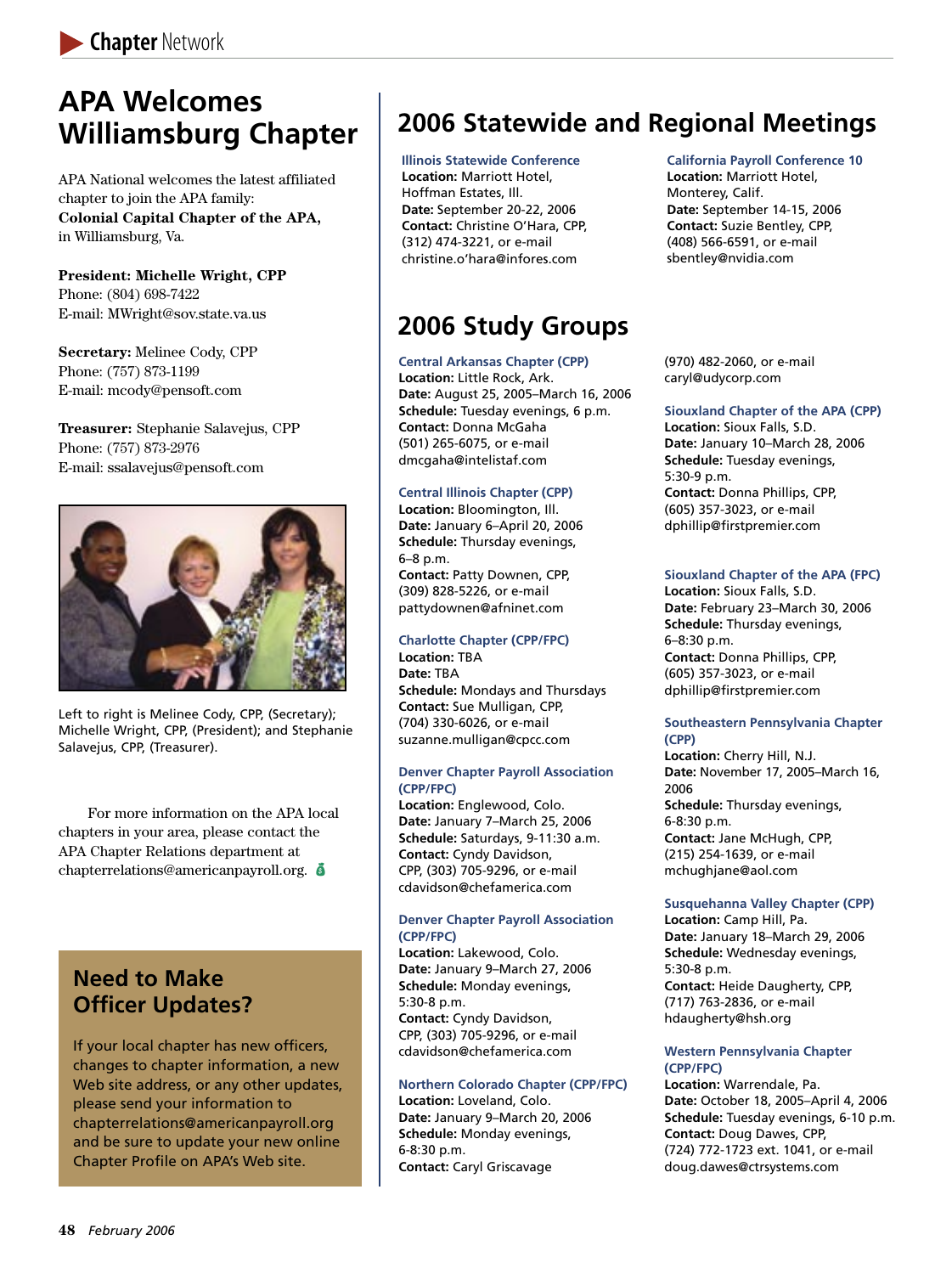# APA Welcomes Williamsburg Chapter

APA National welcomes the latest affiliated chapter to join the APA family: **Colonial Capital Chapter of the APA,** in Williamsburg, Va.

**President: Michelle Wright, CPP**
Phone: (804) 698-7422
E-mail: MWright@sov.state.va.us

**Secretary:** Melinee Cody, CPP
Phone: (757) 873-1199
E-mail: mcody@pensoft.com

**Treasurer:** Stephanie Salavejus, CPP
Phone: (757) 873-2976
E-mail: ssalavejus@pensoft.com

Left to right is Melinee Cody, CPP, (Secretary); Michelle Wright, CPP, (President); and Stephanie Salavejus, CPP, (Treasurer).

For more information on the APA local chapters in your area, please contact the APA Chapter Relations department at chapterrelations@americanpayroll.org.

## Need to Make Officer Updates?

If your local chapter has new officers, changes to chapter information, a new Web site address, or any other updates, please send your information to chapterrelations@americanpayroll.org and be sure to update your new online Chapter Profile on APA's Web site.

# 2006 Statewide and Regional Meetings

**Illinois Statewide Conference**
**Location:** Marriott Hotel, Hoffman Estates, Ill.
**Date:** September 20-22, 2006
**Contact:** Christine O'Hara, CPP, (312) 474-3221, or e-mail christine.o'hara@infores.com

**California Payroll Conference 10**
**Location:** Marriott Hotel, Monterey, Calif.
**Date:** September 14-15, 2006
**Contact:** Suzie Bentley, CPP, (408) 566-6591, or e-mail sbentley@nvidia.com

# 2006 Study Groups

**Central Arkansas Chapter (CPP)**
**Location:** Little Rock, Ark.
**Date:** August 25, 2005–March 16, 2006
**Schedule:** Tuesday evenings, 6 p.m.
**Contact:** Donna McGaha (501) 265-6075, or e-mail dmcgaha@intelistaf.com

**Central Illinois Chapter (CPP)**
**Location:** Bloomington, Ill.
**Date:** January 6–April 20, 2006
**Schedule:** Thursday evenings, 6–8 p.m.
**Contact:** Patty Downen, CPP, (309) 828-5226, or e-mail pattydownen@afninet.com

**Charlotte Chapter (CPP/FPC)**
**Location:** TBA
**Date:** TBA
**Schedule:** Mondays and Thursdays
**Contact:** Sue Mulligan, CPP, (704) 330-6026, or e-mail suzanne.mulligan@cpcc.com

**Denver Chapter Payroll Association (CPP/FPC)**
**Location:** Englewood, Colo.
**Date:** January 7–March 25, 2006
**Schedule:** Saturdays, 9-11:30 a.m.
**Contact:** Cyndy Davidson, CPP, (303) 705-9296, or e-mail cdavidson@chefamerica.com

**Denver Chapter Payroll Association (CPP/FPC)**
**Location:** Lakewood, Colo.
**Date:** January 9–March 27, 2006
**Schedule:** Monday evenings, 5:30-8 p.m.
**Contact:** Cyndy Davidson, CPP, (303) 705-9296, or e-mail cdavidson@chefamerica.com

**Northern Colorado Chapter (CPP/FPC)**
**Location:** Loveland, Colo.
**Date:** January 9–March 20, 2006
**Schedule:** Monday evenings, 6-8:30 p.m.
**Contact:** Caryl Griscavage (970) 482-2060, or e-mail caryl@udycorp.com

**Siouxland Chapter of the APA (CPP)**
**Location:** Sioux Falls, S.D.
**Date:** January 10–March 28, 2006
**Schedule:** Tuesday evenings, 5:30-9 p.m.
**Contact:** Donna Phillips, CPP, (605) 357-3023, or e-mail dphillip@firstpremier.com

**Siouxland Chapter of the APA (FPC)**
**Location:** Sioux Falls, S.D.
**Date:** February 23–March 30, 2006
**Schedule:** Thursday evenings, 6–8:30 p.m.
**Contact:** Donna Phillips, CPP, (605) 357-3023, or e-mail dphillip@firstpremier.com

**Southeastern Pennsylvania Chapter (CPP)**
**Location:** Cherry Hill, N.J.
**Date:** November 17, 2005–March 16, 2006
**Schedule:** Thursday evenings, 6-8:30 p.m.
**Contact:** Jane McHugh, CPP, (215) 254-1639, or e-mail mchughjane@aol.com

**Susquehanna Valley Chapter (CPP)**
**Location:** Camp Hill, Pa.
**Date:** January 18–March 29, 2006
**Schedule:** Wednesday evenings, 5:30-8 p.m.
**Contact:** Heide Daugherty, CPP, (717) 763-2836, or e-mail hdaugherty@hsh.org

**Western Pennsylvania Chapter (CPP/FPC)**
**Location:** Warrendale, Pa.
**Date:** October 18, 2005–April 4, 2006
**Schedule:** Tuesday evenings, 6-10 p.m.
**Contact:** Doug Dawes, CPP, (724) 772-1723 ext. 1041, or e-mail doug.dawes@ctrsystems.com